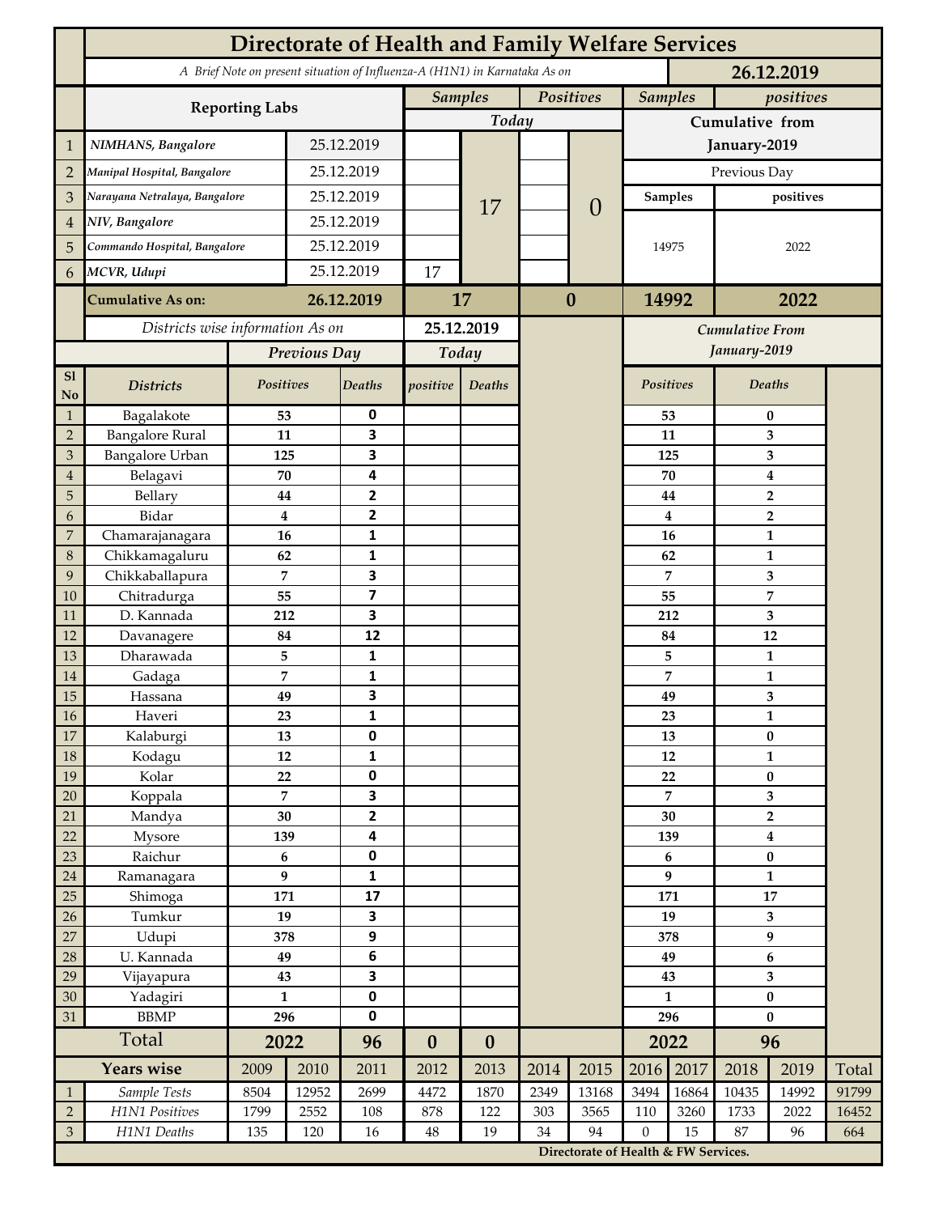# Directorate of Health and Family Welfare Services

*A Brief Note on present situation of Influenza-A (H1N1) in Karnataka As on* **26.12.2019**

| | Reporting Labs | | Samples (Today) | | Positives (Today) | | Samples (Cumulative from January-2019) | positives (Cumulative from January-2019) |
|---|---|---|---|---|---|---|---|---|
| 1 | *NIMHANS, Bangalore* | 25.12.2019 | | 17 | | 0 | Previous Day | |
| 2 | *Manipal Hospital, Bangalore* | 25.12.2019 | | | | | Samples | positives |
| 3 | *Narayana Netralaya, Bangalore* | 25.12.2019 | | | | | 14975 | 2022 |
| 4 | *NIV, Bangalore* | 25.12.2019 | | | | | | |
| 5 | *Commando Hospital, Bangalore* | 25.12.2019 | | | | | | |
| 6 | *MCVR, Udupi* | 25.12.2019 | 17 | | | | | |
| | **Cumulative As on:** | **26.12.2019** | **17** | | **0** | | **14992** | **2022** |

*Districts wise information As on* **25.12.2019**

| Sl No | Districts | Previous Day Positives | Previous Day Deaths | Today positive | Today Deaths | Cumulative From January-2019 Positives | Cumulative From January-2019 Deaths |
|---|---|---|---|---|---|---|---|
| 1 | Bagalakote | 53 | 0 | | | 53 | 0 |
| 2 | Bangalore Rural | 11 | 3 | | | 11 | 3 |
| 3 | Bangalore Urban | 125 | 3 | | | 125 | 3 |
| 4 | Belagavi | 70 | 4 | | | 70 | 4 |
| 5 | Bellary | 44 | 2 | | | 44 | 2 |
| 6 | Bidar | 4 | 2 | | | 4 | 2 |
| 7 | Chamarajanagara | 16 | 1 | | | 16 | 1 |
| 8 | Chikkamagaluru | 62 | 1 | | | 62 | 1 |
| 9 | Chikkaballapura | 7 | 3 | | | 7 | 3 |
| 10 | Chitradurga | 55 | 7 | | | 55 | 7 |
| 11 | D. Kannada | 212 | 3 | | | 212 | 3 |
| 12 | Davanagere | 84 | 12 | | | 84 | 12 |
| 13 | Dharawada | 5 | 1 | | | 5 | 1 |
| 14 | Gadaga | 7 | 1 | | | 7 | 1 |
| 15 | Hassana | 49 | 3 | | | 49 | 3 |
| 16 | Haveri | 23 | 1 | | | 23 | 1 |
| 17 | Kalaburgi | 13 | 0 | | | 13 | 0 |
| 18 | Kodagu | 12 | 1 | | | 12 | 1 |
| 19 | Kolar | 22 | 0 | | | 22 | 0 |
| 20 | Koppala | 7 | 3 | | | 7 | 3 |
| 21 | Mandya | 30 | 2 | | | 30 | 2 |
| 22 | Mysore | 139 | 4 | | | 139 | 4 |
| 23 | Raichur | 6 | 0 | | | 6 | 0 |
| 24 | Ramanagara | 9 | 1 | | | 9 | 1 |
| 25 | Shimoga | 171 | 17 | | | 171 | 17 |
| 26 | Tumkur | 19 | 3 | | | 19 | 3 |
| 27 | Udupi | 378 | 9 | | | 378 | 9 |
| 28 | U. Kannada | 49 | 6 | | | 49 | 6 |
| 29 | Vijayapura | 43 | 3 | | | 43 | 3 |
| 30 | Yadagiri | 1 | 0 | | | 1 | 0 |
| 31 | BBMP | 296 | 0 | | | 296 | 0 |
| | **Total** | **2022** | **96** | **0** | **0** | **2022** | **96** |

| | Years wise | 2009 | 2010 | 2011 | 2012 | 2013 | 2014 | 2015 | 2016 | 2017 | 2018 | 2019 | Total |
|---|---|---|---|---|---|---|---|---|---|---|---|---|---|
| 1 | *Sample Tests* | 8504 | 12952 | 2699 | 4472 | 1870 | 2349 | 13168 | 3494 | 16864 | 10435 | 14992 | 91799 |
| 2 | *H1N1 Positives* | 1799 | 2552 | 108 | 878 | 122 | 303 | 3565 | 110 | 3260 | 1733 | 2022 | 16452 |
| 3 | *H1N1 Deaths* | 135 | 120 | 16 | 48 | 19 | 34 | 94 | 0 | 15 | 87 | 96 | 664 |

**Directorate of Health & FW Services.**